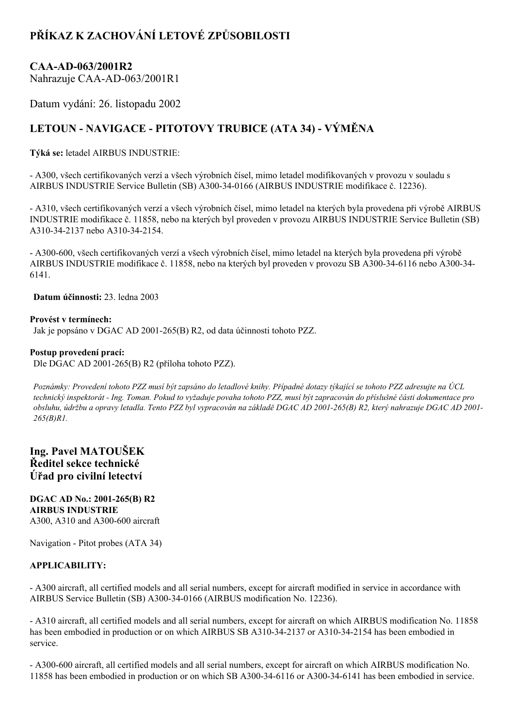# PŘÍKAZ K ZACHOVÁNÍ LETOVÉ ZPŮSOBILOSTI

## CAA-AD-063/2001R2

Nahrazuje CAA-AD-063/2001R1

Datum vydání: 26. listopadu 2002

## LETOUN - NAVIGACE - PITOTOVY TRUBICE (ATA 34) - VÝMĚNA

**Týká se:** letadel AIRBUS INDUSTRIE:

- A300, všech certifikovaných verzí a všech výrobních čísel, mimo letadel modifikovaných v provozu v souladu s AIRBUS INDUSTRIE Service Bulletin (SB) A300-34-0166 (AIRBUS INDUSTRIE modifikace č. 12236).

- A310, všech certifikovaných verzí a všech výrobních čísel, mimo letadel na kterých byla provedena při výrobě AIRBUS INDUSTRIE modifikace č. 11858, nebo na kterých byl proveden v provozu AIRBUS INDUSTRIE Service Bulletin (SB) A310-34-2137 nebo A310-34-2154.

- A300-600, všech certifikovaných verzí a všech výrobních čísel, mimo letadel na kterých byla provedena při výrobě AIRBUS INDUSTRIE modifikace č. 11858, nebo na kterých byl proveden v provozu SB A300-34-6116 nebo A300-34-6141.

**Datum účinnosti:** 23. ledna 2003

**Provést v termínech:**
Jak je popsáno v DGAC AD 2001-265(B) R2, od data účinnosti tohoto PZZ.

**Postup provedení prací:**
Dle DGAC AD 2001-265(B) R2 (příloha tohoto PZZ).

*Poznámky: Provedení tohoto PZZ musí být zapsáno do letadlové knihy. Případné dotazy týkající se tohoto PZZ adresujte na ÚCL technický inspektorát - Ing. Toman. Pokud to vyžaduje povaha tohoto PZZ, musí být zapracován do příslušné části dokumentace pro obsluhu, údržbu a opravy letadla. Tento PZZ byl vypracován na základě DGAC AD 2001-265(B) R2, který nahrazuje DGAC AD 2001-265(B)R1.*

### Ing. Pavel MATOUŠEK
### Ředitel sekce technické
### Úřad pro civilní letectví

**DGAC AD No.: 2001-265(B) R2**
**AIRBUS INDUSTRIE**
A300, A310 and A300-600 aircraft

Navigation - Pitot probes (ATA 34)

**APPLICABILITY:**

- A300 aircraft, all certified models and all serial numbers, except for aircraft modified in service in accordance with AIRBUS Service Bulletin (SB) A300-34-0166 (AIRBUS modification No. 12236).

- A310 aircraft, all certified models and all serial numbers, except for aircraft on which AIRBUS modification No. 11858 has been embodied in production or on which AIRBUS SB A310-34-2137 or A310-34-2154 has been embodied in service.

- A300-600 aircraft, all certified models and all serial numbers, except for aircraft on which AIRBUS modification No. 11858 has been embodied in production or on which SB A300-34-6116 or A300-34-6141 has been embodied in service.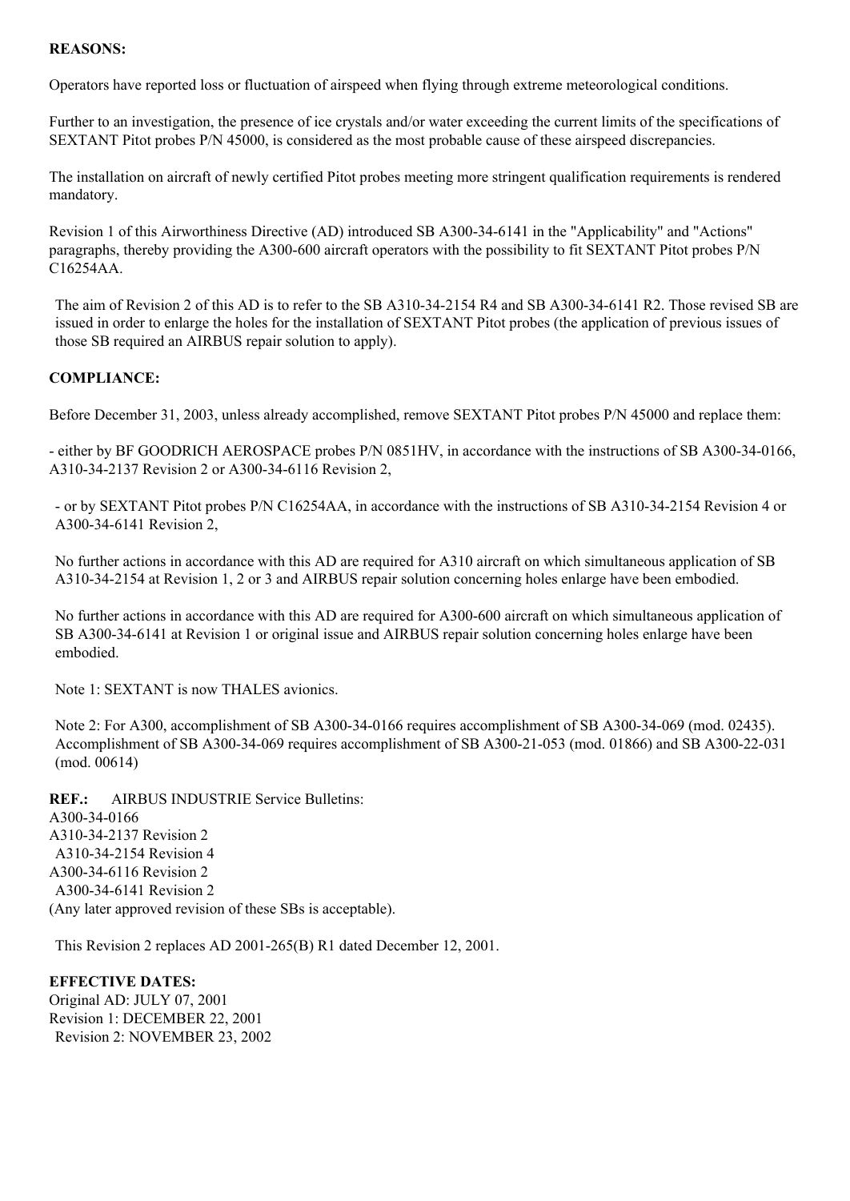**REASONS:**

Operators have reported loss or fluctuation of airspeed when flying through extreme meteorological conditions.

Further to an investigation, the presence of ice crystals and/or water exceeding the current limits of the specifications of SEXTANT Pitot probes P/N 45000, is considered as the most probable cause of these airspeed discrepancies.

The installation on aircraft of newly certified Pitot probes meeting more stringent qualification requirements is rendered mandatory.

Revision 1 of this Airworthiness Directive (AD) introduced SB A300-34-6141 in the "Applicability" and "Actions" paragraphs, thereby providing the A300-600 aircraft operators with the possibility to fit SEXTANT Pitot probes P/N C16254AA.

The aim of Revision 2 of this AD is to refer to the SB A310-34-2154 R4 and SB A300-34-6141 R2. Those revised SB are issued in order to enlarge the holes for the installation of SEXTANT Pitot probes (the application of previous issues of those SB required an AIRBUS repair solution to apply).

**COMPLIANCE:**

Before December 31, 2003, unless already accomplished, remove SEXTANT Pitot probes P/N 45000 and replace them:

- either by BF GOODRICH AEROSPACE probes P/N 0851HV, in accordance with the instructions of SB A300-34-0166, A310-34-2137 Revision 2 or A300-34-6116 Revision 2,

- or by SEXTANT Pitot probes P/N C16254AA, in accordance with the instructions of SB A310-34-2154 Revision 4 or A300-34-6141 Revision 2,

No further actions in accordance with this AD are required for A310 aircraft on which simultaneous application of SB A310-34-2154 at Revision 1, 2 or 3 and AIRBUS repair solution concerning holes enlarge have been embodied.

No further actions in accordance with this AD are required for A300-600 aircraft on which simultaneous application of SB A300-34-6141 at Revision 1 or original issue and AIRBUS repair solution concerning holes enlarge have been embodied.

Note 1: SEXTANT is now THALES avionics.

Note 2: For A300, accomplishment of SB A300-34-0166 requires accomplishment of SB A300-34-069 (mod. 02435). Accomplishment of SB A300-34-069 requires accomplishment of SB A300-21-053 (mod. 01866) and SB A300-22-031 (mod. 00614)

**REF.:** AIRBUS INDUSTRIE Service Bulletins:
A300-34-0166
A310-34-2137 Revision 2
A310-34-2154 Revision 4
A300-34-6116 Revision 2
A300-34-6141 Revision 2
(Any later approved revision of these SBs is acceptable).

This Revision 2 replaces AD 2001-265(B) R1 dated December 12, 2001.

**EFFECTIVE DATES:**
Original AD: JULY 07, 2001
Revision 1: DECEMBER 22, 2001
Revision 2: NOVEMBER 23, 2002